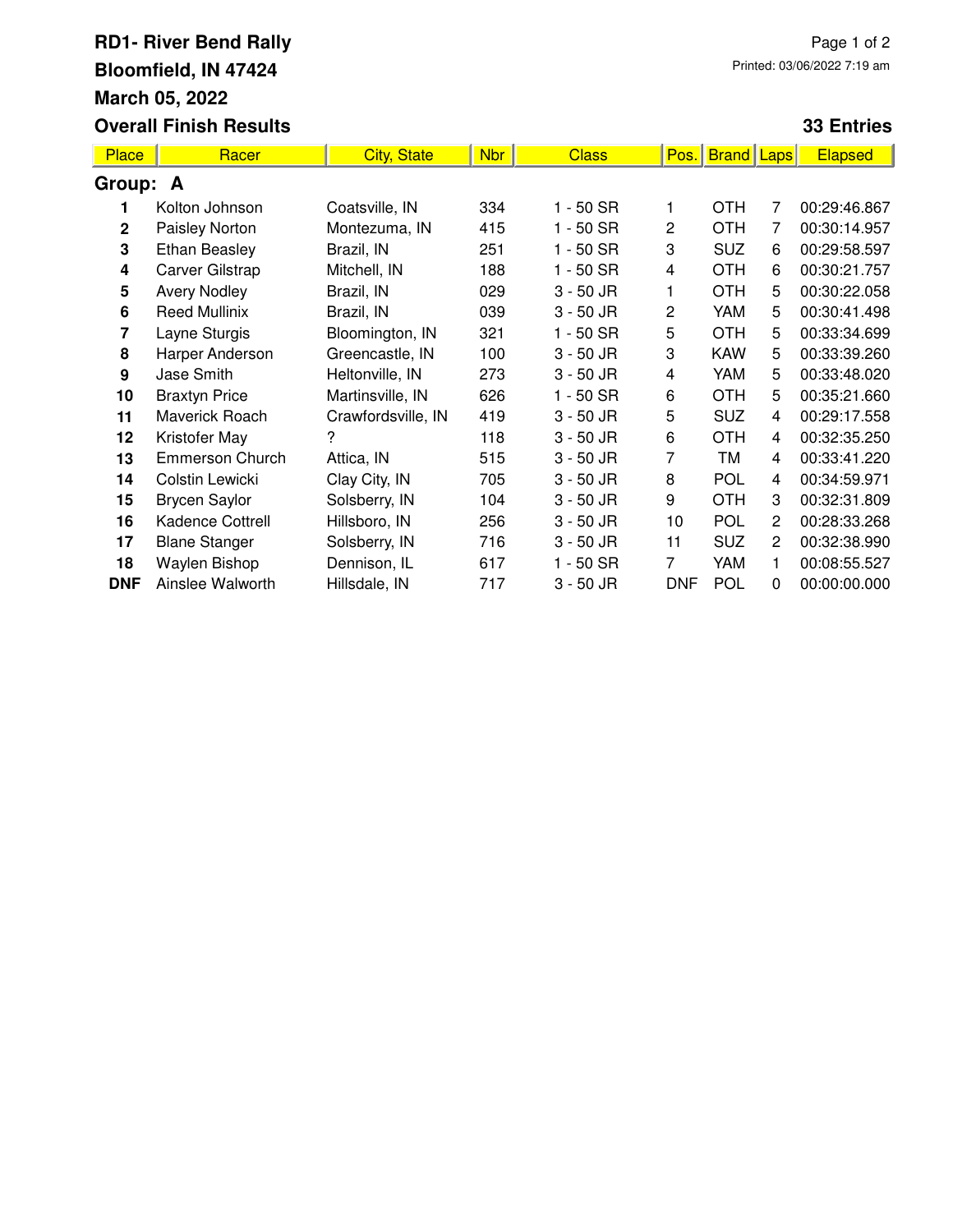# RD1- River Bend Rally

**Bloomfield, IN 47424**

**March 05, 2022**

**Overall Finish Results** **33 Entries**

Printed: 03/06/2022 7:19 am

| Place | Racer | City, State | Nbr | Class | Pos. | Brand | Laps | Elapsed |
|---|---|---|---|---|---|---|---|---|
| **Group: A** | | | | | | | | |
| **1** | Kolton Johnson | Coatsville, IN | 334 | 1 - 50 SR | 1 | OTH | 7 | 00:29:46.867 |
| **2** | Paisley Norton | Montezuma, IN | 415 | 1 - 50 SR | 2 | OTH | 7 | 00:30:14.957 |
| **3** | Ethan Beasley | Brazil, IN | 251 | 1 - 50 SR | 3 | SUZ | 6 | 00:29:58.597 |
| **4** | Carver Gilstrap | Mitchell, IN | 188 | 1 - 50 SR | 4 | OTH | 6 | 00:30:21.757 |
| **5** | Avery Nodley | Brazil, IN | 029 | 3 - 50 JR | 1 | OTH | 5 | 00:30:22.058 |
| **6** | Reed Mullinix | Brazil, IN | 039 | 3 - 50 JR | 2 | YAM | 5 | 00:30:41.498 |
| **7** | Layne Sturgis | Bloomington, IN | 321 | 1 - 50 SR | 5 | OTH | 5 | 00:33:34.699 |
| **8** | Harper Anderson | Greencastle, IN | 100 | 3 - 50 JR | 3 | KAW | 5 | 00:33:39.260 |
| **9** | Jase Smith | Heltonville, IN | 273 | 3 - 50 JR | 4 | YAM | 5 | 00:33:48.020 |
| **10** | Braxtyn Price | Martinsville, IN | 626 | 1 - 50 SR | 6 | OTH | 5 | 00:35:21.660 |
| **11** | Maverick Roach | Crawfordsville, IN | 419 | 3 - 50 JR | 5 | SUZ | 4 | 00:29:17.558 |
| **12** | Kristofer May | ? | 118 | 3 - 50 JR | 6 | OTH | 4 | 00:32:35.250 |
| **13** | Emmerson Church | Attica, IN | 515 | 3 - 50 JR | 7 | TM | 4 | 00:33:41.220 |
| **14** | Colstin Lewicki | Clay City, IN | 705 | 3 - 50 JR | 8 | POL | 4 | 00:34:59.971 |
| **15** | Brycen Saylor | Solsberry, IN | 104 | 3 - 50 JR | 9 | OTH | 3 | 00:32:31.809 |
| **16** | Kadence Cottrell | Hillsboro, IN | 256 | 3 - 50 JR | 10 | POL | 2 | 00:28:33.268 |
| **17** | Blane Stanger | Solsberry, IN | 716 | 3 - 50 JR | 11 | SUZ | 2 | 00:32:38.990 |
| **18** | Waylen Bishop | Dennison, IL | 617 | 1 - 50 SR | 7 | YAM | 1 | 00:08:55.527 |
| **DNF** | Ainslee Walworth | Hillsdale, IN | 717 | 3 - 50 JR | DNF | POL | 0 | 00:00:00.000 |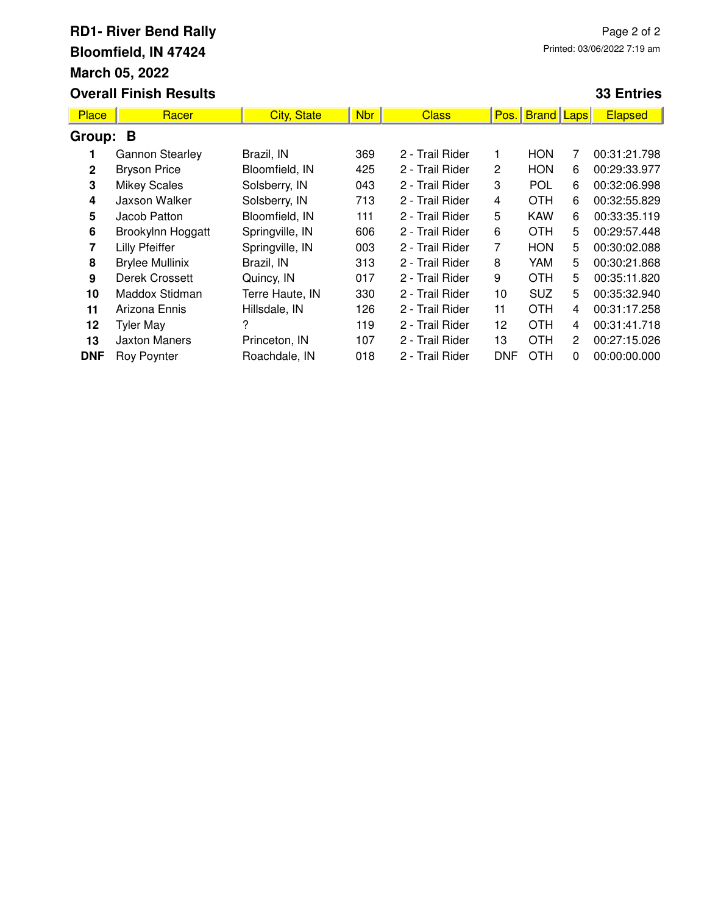# RD1- River Bend Rally

**Bloomfield, IN 47424**

**March 05, 2022**

Printed: 03/06/2022 7:19 am

**Overall Finish Results** **33 Entries**

| Place | Racer | City, State | Nbr | Class | Pos. | Brand | Laps | Elapsed |
|---|---|---|---|---|---|---|---|---|
| **Group: B** | | | | | | | | |
| **1** | Gannon Stearley | Brazil, IN | 369 | 2 - Trail Rider | 1 | HON | 7 | 00:31:21.798 |
| **2** | Bryson Price | Bloomfield, IN | 425 | 2 - Trail Rider | 2 | HON | 6 | 00:29:33.977 |
| **3** | Mikey Scales | Solsberry, IN | 043 | 2 - Trail Rider | 3 | POL | 6 | 00:32:06.998 |
| **4** | Jaxson Walker | Solsberry, IN | 713 | 2 - Trail Rider | 4 | OTH | 6 | 00:32:55.829 |
| **5** | Jacob Patton | Bloomfield, IN | 111 | 2 - Trail Rider | 5 | KAW | 6 | 00:33:35.119 |
| **6** | Brookylnn Hoggatt | Springville, IN | 606 | 2 - Trail Rider | 6 | OTH | 5 | 00:29:57.448 |
| **7** | Lilly Pfeiffer | Springville, IN | 003 | 2 - Trail Rider | 7 | HON | 5 | 00:30:02.088 |
| **8** | Brylee Mullinix | Brazil, IN | 313 | 2 - Trail Rider | 8 | YAM | 5 | 00:30:21.868 |
| **9** | Derek Crossett | Quincy, IN | 017 | 2 - Trail Rider | 9 | OTH | 5 | 00:35:11.820 |
| **10** | Maddox Stidman | Terre Haute, IN | 330 | 2 - Trail Rider | 10 | SUZ | 5 | 00:35:32.940 |
| **11** | Arizona Ennis | Hillsdale, IN | 126 | 2 - Trail Rider | 11 | OTH | 4 | 00:31:17.258 |
| **12** | Tyler May | ? | 119 | 2 - Trail Rider | 12 | OTH | 4 | 00:31:41.718 |
| **13** | Jaxton Maners | Princeton, IN | 107 | 2 - Trail Rider | 13 | OTH | 2 | 00:27:15.026 |
| **DNF** | Roy Poynter | Roachdale, IN | 018 | 2 - Trail Rider | DNF | OTH | 0 | 00:00:00.000 |